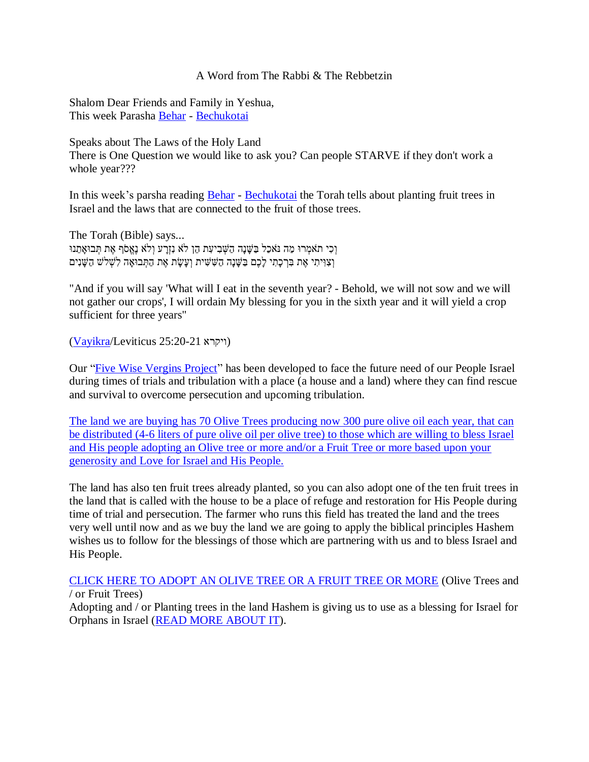A Word from The Rabbi & The Rebbetzin

Shalom Dear Friends and Family in Yeshua,
This week Parasha Behar - Bechukotai

Speaks about The Laws of the Holy Land
There is One Question we would like to ask you? Can people STARVE if they don't work a whole year???

In this week's parsha reading Behar - Bechukotai the Torah tells about planting fruit trees in Israel and the laws that are connected to the fruit of those trees.

The Torah (Bible) says...
וְכִי תֹאמְרוּ מַה נֹּאכַל בַּשָּׁנָה הַשְּׁבִיעִת הֵן לֹא נִזְרָע וְלֹא נֶאֱסֹף אֶת תְּבוּאָתֵנוּ
וְצִוִּיתִי אֶת בִּרְכָתִי לָכֶם בַּשָּׁנָה הַשִּׁשִּׁית וְעָשָׂת אֶת הַתְּבוּאָה לִשְׁלֹשׁ הַשָּׁנִים

"And if you will say 'What will I eat in the seventh year? - Behold, we will not sow and we will not gather our crops', I will ordain My blessing for you in the sixth year and it will yield a crop sufficient for three years"

(Vayikra/Leviticus 25:20-21 ויקרא)

Our "Five Wise Vergins Project" has been developed to face the future need of our People Israel during times of trials and tribulation with a place (a house and a land) where they can find rescue and survival to overcome persecution and upcoming tribulation.

The land we are buying has 70 Olive Trees producing now 300 pure olive oil each year, that can be distributed (4-6 liters of pure olive oil per olive tree) to those which are willing to bless Israel and His people adopting an Olive tree or more and/or a Fruit Tree or more based upon your generosity and Love for Israel and His People.

The land has also ten fruit trees already planted, so you can also adopt one of the ten fruit trees in the land that is called with the house to be a place of refuge and restoration for His People during time of trial and persecution. The farmer who runs this field has treated the land and the trees very well until now and as we buy the land we are going to apply the biblical principles Hashem wishes us to follow for the blessings of those which are partnering with us and to bless Israel and His People.

CLICK HERE TO ADOPT AN OLIVE TREE OR A FRUIT TREE OR MORE (Olive Trees and / or Fruit Trees)
Adopting and / or Planting trees in the land Hashem is giving us to use as a blessing for Israel for Orphans in Israel (READ MORE ABOUT IT).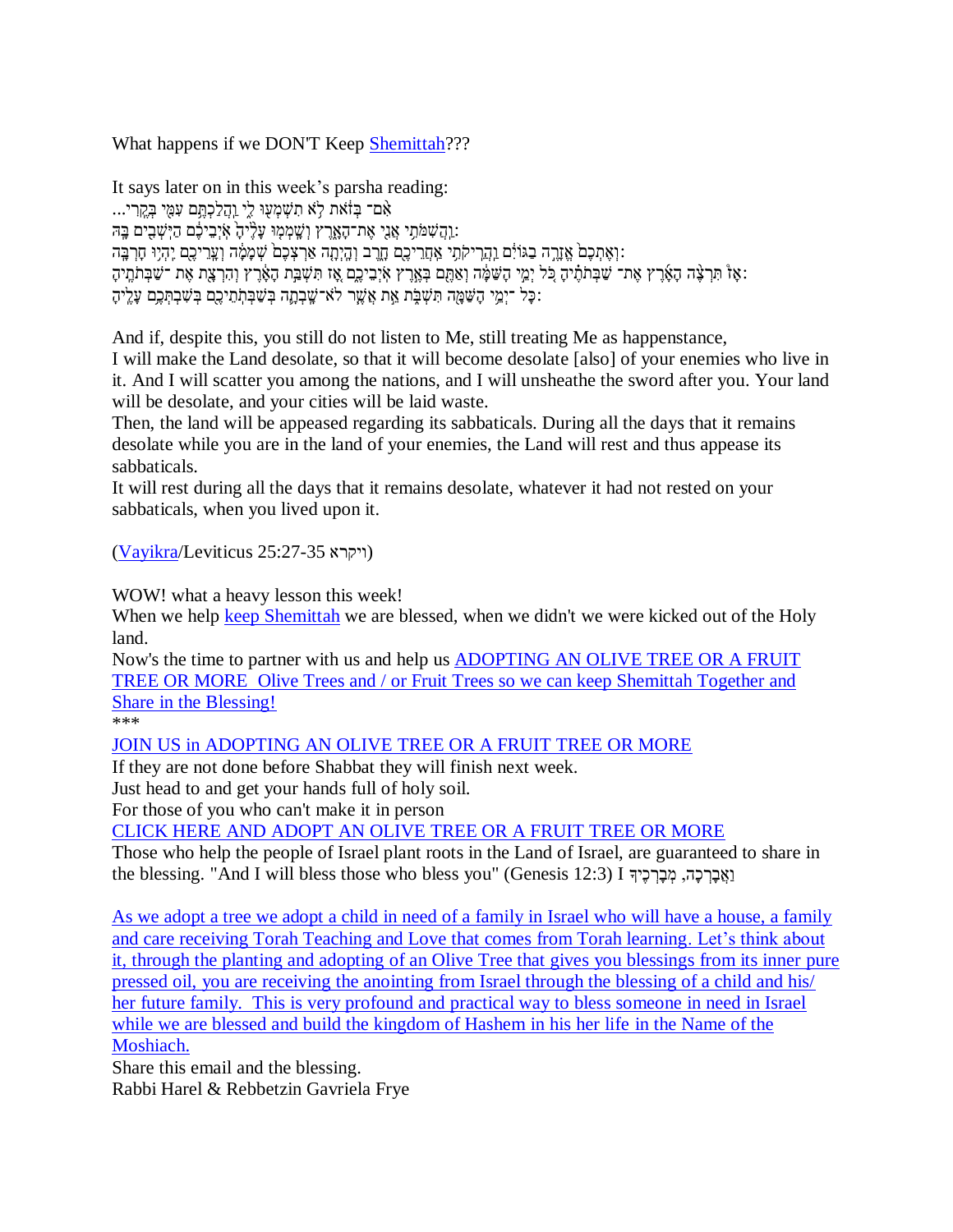What happens if we DON'T Keep Shemittah???

It says later on in this week's parsha reading:

אִם־ בְּזֹ֕את לֹ֥א תִשְׁמְע֖וּ לִ֑י וַהֲלַכְתֶּ֥ם עִמִּ֖י בְּקֶֽרִי...

וַהֲשִׁמֹּתִ֥י אֲנִ֖י אֶת־הָאָ֑רֶץ וְשָֽׁמְמ֤וּ עָלֶ֙יהָ֙ אֹֽיְבֵיכֶ֔ם הַיֹּשְׁבִ֖ים בָּֽהּ:

וְאֶתְכֶם֙ אֱזָרֶ֣ה בַגּוֹיִ֔ם וַהֲרִיקֹתִ֥י אַחֲרֵיכֶ֖ם חָ֑רֶב וְהָיְתָ֤ה אַרְצְכֶם֙ שְׁמָמָ֔ה וְעָרֵיכֶ֖ם יִהְי֥וּ חָרְבָּֽה:

אָז֩ תִּרְצֶ֨ה הָאָ֜רֶץ אֶת־ שַׁבְּתֹתֶ֗יהָ כֹּ֚ל יְמֵ֣י הֳשַׁמָּ֔ה וְאַתֶּ֖ם בְּאֶ֣רֶץ אֹֽיְבֵיכֶ֑ם אָ֚ז תִּשְׁבַּ֣ת הָאָ֔רֶץ וְהִרְצָ֖ת אֶת־ שַׁבְּתֹתֶֽיהָ:

כָּל־ יְמֵ֥י הָשַּׁמָּ֖ה תִּשְׁבֹּ֑ת אֵ֣ת אֲשֶׁ֧ר לֹא־שָֽׁבְתָ֛ה בְּשַׁבְּתֹֽתֵיכֶ֖ם בְּשִׁבְתְּכֶ֥ם עָלֶֽיהָ:

And if, despite this, you still do not listen to Me, still treating Me as happenstance,
I will make the Land desolate, so that it will become desolate [also] of your enemies who live in it. And I will scatter you among the nations, and I will unsheathe the sword after you. Your land will be desolate, and your cities will be laid waste.
Then, the land will be appeased regarding its sabbaticals. During all the days that it remains desolate while you are in the land of your enemies, the Land will rest and thus appease its sabbaticals.
It will rest during all the days that it remains desolate, whatever it had not rested on your sabbaticals, when you lived upon it.

(Vayikra/Leviticus 25:27-35 ויקרא)

WOW! what a heavy lesson this week!
When we help keep Shemittah we are blessed, when we didn't we were kicked out of the Holy land.
Now's the time to partner with us and help us ADOPTING AN OLIVE TREE OR A FRUIT TREE OR MORE Olive Trees and / or Fruit Trees so we can keep Shemittah Together and Share in the Blessing!
***
JOIN US in ADOPTING AN OLIVE TREE OR A FRUIT TREE OR MORE
If they are not done before Shabbat they will finish next week.
Just head to and get your hands full of holy soil.
For those of you who can't make it in person
CLICK HERE AND ADOPT AN OLIVE TREE OR A FRUIT TREE OR MORE
Those who help the people of Israel plant roots in the Land of Israel, are guaranteed to share in the blessing. "And I will bless those who bless you" (Genesis 12:3) I וַאֲבָרְכָה, מְבָרְכֶיךָ

As we adopt a tree we adopt a child in need of a family in Israel who will have a house, a family and care receiving Torah Teaching and Love that comes from Torah learning. Let's think about it, through the planting and adopting of an Olive Tree that gives you blessings from its inner pure pressed oil, you are receiving the anointing from Israel through the blessing of a child and his/ her future family. This is very profound and practical way to bless someone in need in Israel while we are blessed and build the kingdom of Hashem in his her life in the Name of the Moshiach.
Share this email and the blessing.
Rabbi Harel & Rebbetzin Gavriela Frye